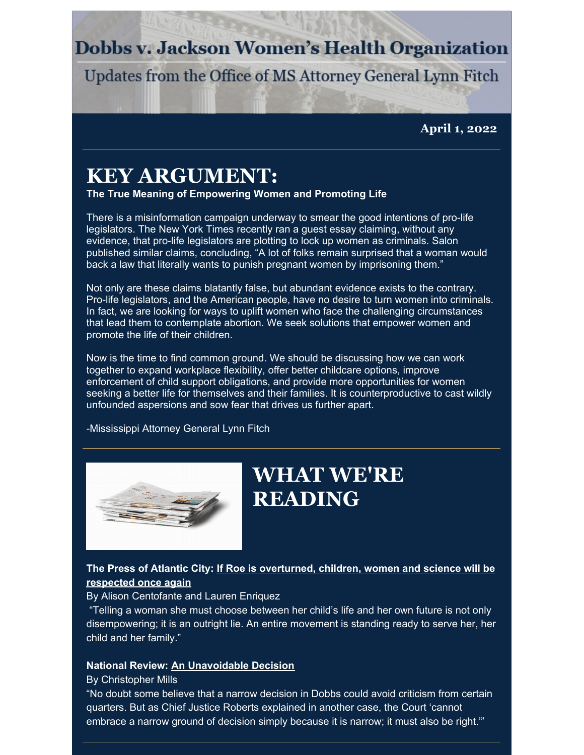# Dobbs v. Jackson Women's Health Organization

Updates from the Office of MS Attorney General Lynn Fitch

**April 1, 2022**

## KEY ARGUMENT:

**The True Meaning of Empowering Women and Promoting Life**

There is a misinformation campaign underway to smear the good intentions of pro-life legislators. The New York Times recently ran a guest essay claiming, without any evidence, that pro-life legislators are plotting to lock up women as criminals. Salon published similar claims, concluding, "A lot of folks remain surprised that a woman would back a law that literally wants to punish pregnant women by imprisoning them."

Not only are these claims blatantly false, but abundant evidence exists to the contrary. Pro-life legislators, and the American people, have no desire to turn women into criminals. In fact, we are looking for ways to uplift women who face the challenging circumstances that lead them to contemplate abortion. We seek solutions that empower women and promote the life of their children.

Now is the time to find common ground. We should be discussing how we can work together to expand workplace flexibility, offer better childcare options, improve enforcement of child support obligations, and provide more opportunities for women seeking a better life for themselves and their families. It is counterproductive to cast wildly unfounded aspersions and sow fear that drives us further apart.

-Mississippi Attorney General Lynn Fitch

## WHAT WE'RE READING

**The Press of Atlantic City: If Roe is overturned, children, women and science will be respected once again**

By Alison Centofante and Lauren Enriquez

"Telling a woman she must choose between her child's life and her own future is not only disempowering; it is an outright lie. An entire movement is standing ready to serve her, her child and her family."

**National Review: An Unavoidable Decision**

By Christopher Mills

"No doubt some believe that a narrow decision in Dobbs could avoid criticism from certain quarters. But as Chief Justice Roberts explained in another case, the Court 'cannot embrace a narrow ground of decision simply because it is narrow; it must also be right.'"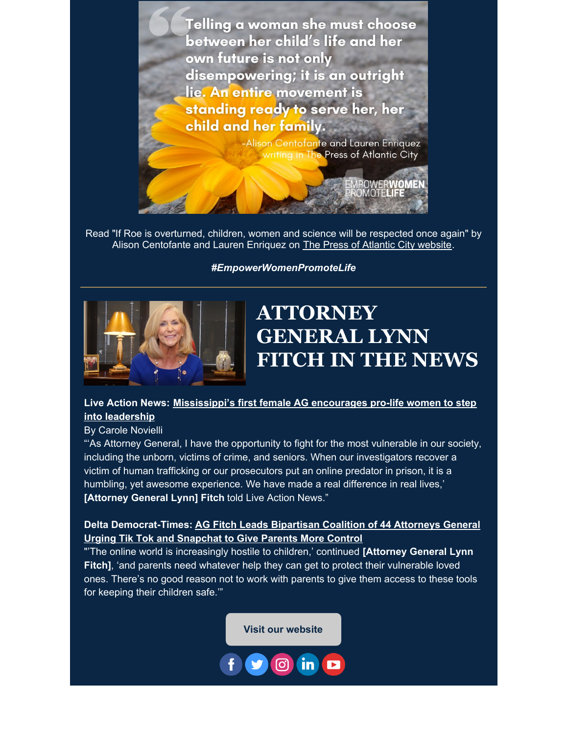Telling a woman she must choose between her child's life and her own future is not only disempowering; it is an outright lie. An entire movement is standing ready to serve her, her child and her family.

-Alison Centofante and Lauren Enriquez writing in The Press of Atlantic City

EMPOWERWOMEN PROMOTELIFE

Read "If Roe is overturned, children, women and science will be respected once again" by Alison Centofante and Lauren Enriquez on The Press of Atlantic City website.

***#EmpowerWomenPromoteLife***

---

# ATTORNEY GENERAL LYNN FITCH IN THE NEWS

**Live Action News: Mississippi's first female AG encourages pro-life women to step into leadership**

By Carole Novielli

"'As Attorney General, I have the opportunity to fight for the most vulnerable in our society, including the unborn, victims of crime, and seniors. When our investigators recover a victim of human trafficking or our prosecutors put an online predator in prison, it is a humbling, yet awesome experience. We have made a real difference in real lives,' **[Attorney General Lynn] Fitch** told Live Action News."

**Delta Democrat-Times: AG Fitch Leads Bipartisan Coalition of 44 Attorneys General Urging Tik Tok and Snapchat to Give Parents More Control**

"'The online world is increasingly hostile to children,' continued **[Attorney General Lynn Fitch]**, 'and parents need whatever help they can get to protect their vulnerable loved ones. There's no good reason not to work with parents to give them access to these tools for keeping their children safe.'"

Visit our website